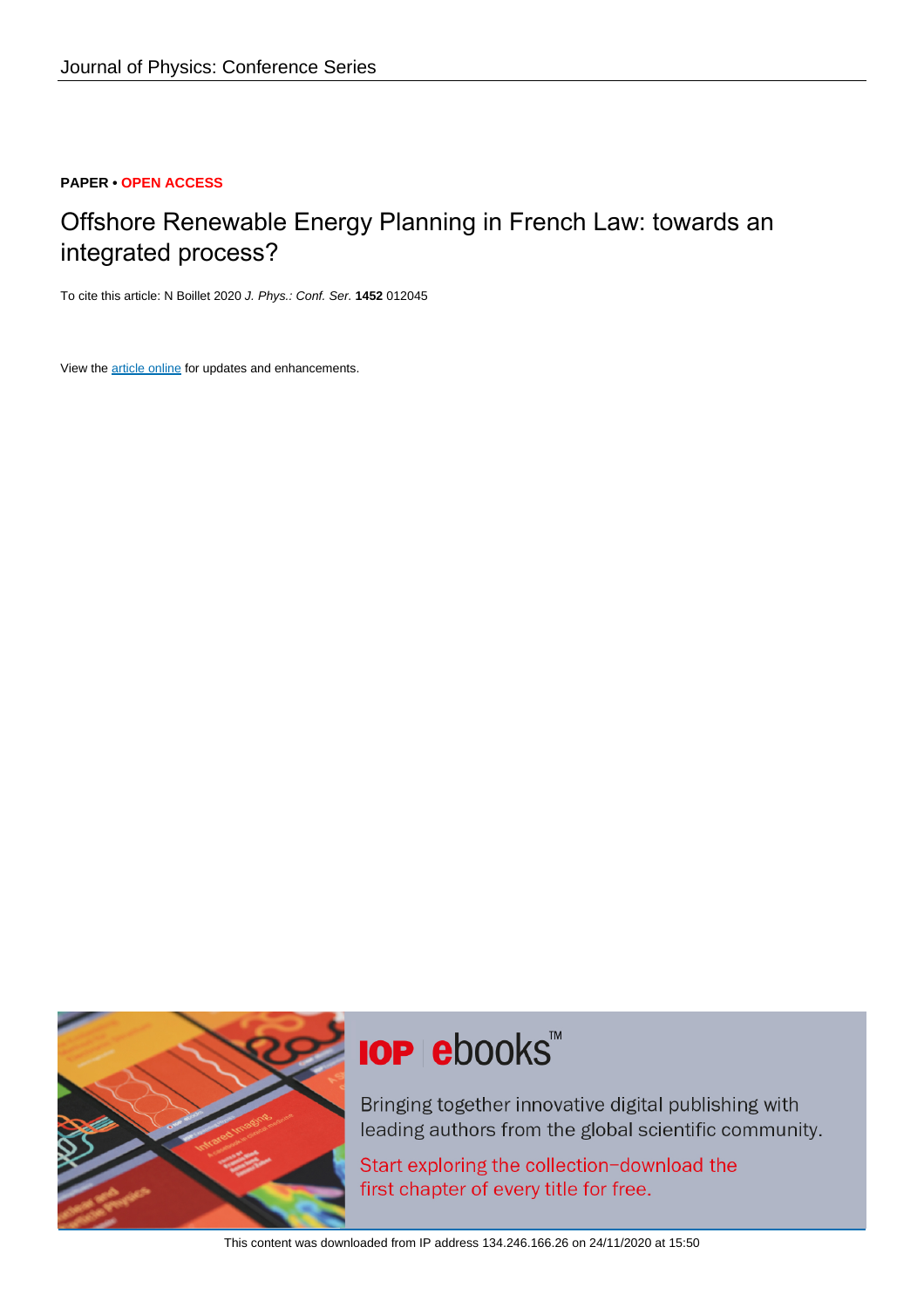Journal of Physics: Conference Series

**PAPER** • **OPEN ACCESS**

# Offshore Renewable Energy Planning in French Law: towards an integrated process?

To cite this article: N Boillet 2020 *J. Phys.: Conf. Ser.* **1452** 012045

View the article online for updates and enhancements.

IOP ebooks™

Bringing together innovative digital publishing with leading authors from the global scientific community.

Start exploring the collection–download the first chapter of every title for free.

This content was downloaded from IP address 134.246.166.26 on 24/11/2020 at 15:50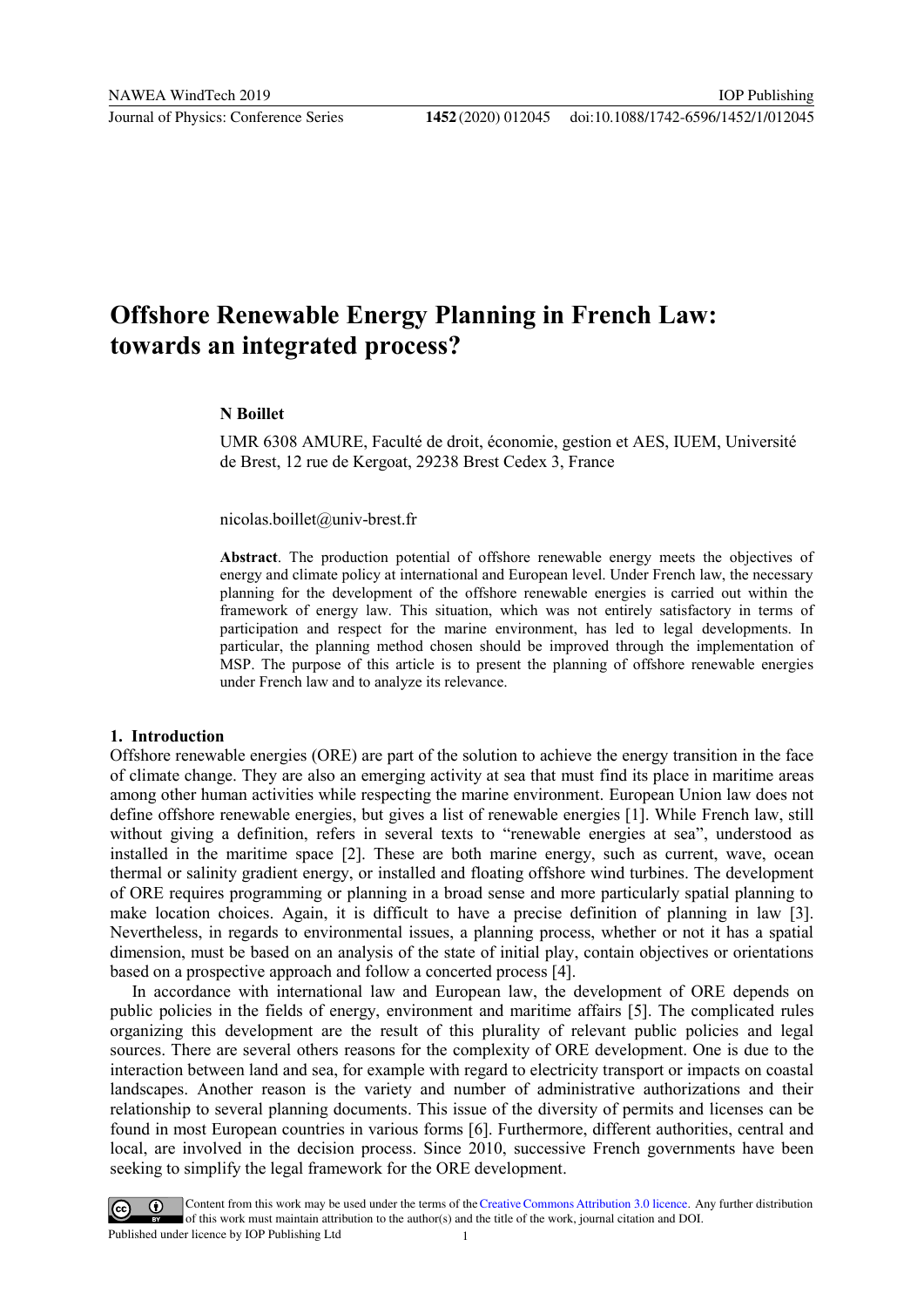# Offshore Renewable Energy Planning in French Law: towards an integrated process?

**N Boillet**

UMR 6308 AMURE, Faculté de droit, économie, gestion et AES, IUEM, Université de Brest, 12 rue de Kergoat, 29238 Brest Cedex 3, France

nicolas.boillet@univ-brest.fr

**Abstract**. The production potential of offshore renewable energy meets the objectives of energy and climate policy at international and European level. Under French law, the necessary planning for the development of the offshore renewable energies is carried out within the framework of energy law. This situation, which was not entirely satisfactory in terms of participation and respect for the marine environment, has led to legal developments. In particular, the planning method chosen should be improved through the implementation of MSP. The purpose of this article is to present the planning of offshore renewable energies under French law and to analyze its relevance.

## 1. Introduction

Offshore renewable energies (ORE) are part of the solution to achieve the energy transition in the face of climate change. They are also an emerging activity at sea that must find its place in maritime areas among other human activities while respecting the marine environment. European Union law does not define offshore renewable energies, but gives a list of renewable energies [1]. While French law, still without giving a definition, refers in several texts to "renewable energies at sea", understood as installed in the maritime space [2]. These are both marine energy, such as current, wave, ocean thermal or salinity gradient energy, or installed and floating offshore wind turbines. The development of ORE requires programming or planning in a broad sense and more particularly spatial planning to make location choices. Again, it is difficult to have a precise definition of planning in law [3]. Nevertheless, in regards to environmental issues, a planning process, whether or not it has a spatial dimension, must be based on an analysis of the state of initial play, contain objectives or orientations based on a prospective approach and follow a concerted process [4].

In accordance with international law and European law, the development of ORE depends on public policies in the fields of energy, environment and maritime affairs [5]. The complicated rules organizing this development are the result of this plurality of relevant public policies and legal sources. There are several others reasons for the complexity of ORE development. One is due to the interaction between land and sea, for example with regard to electricity transport or impacts on coastal landscapes. Another reason is the variety and number of administrative authorizations and their relationship to several planning documents. This issue of the diversity of permits and licenses can be found in most European countries in various forms [6]. Furthermore, different authorities, central and local, are involved in the decision process. Since 2010, successive French governments have been seeking to simplify the legal framework for the ORE development.

Content from this work may be used under the terms of the Creative Commons Attribution 3.0 licence. Any further distribution of this work must maintain attribution to the author(s) and the title of the work, journal citation and DOI.
Published under licence by IOP Publishing Ltd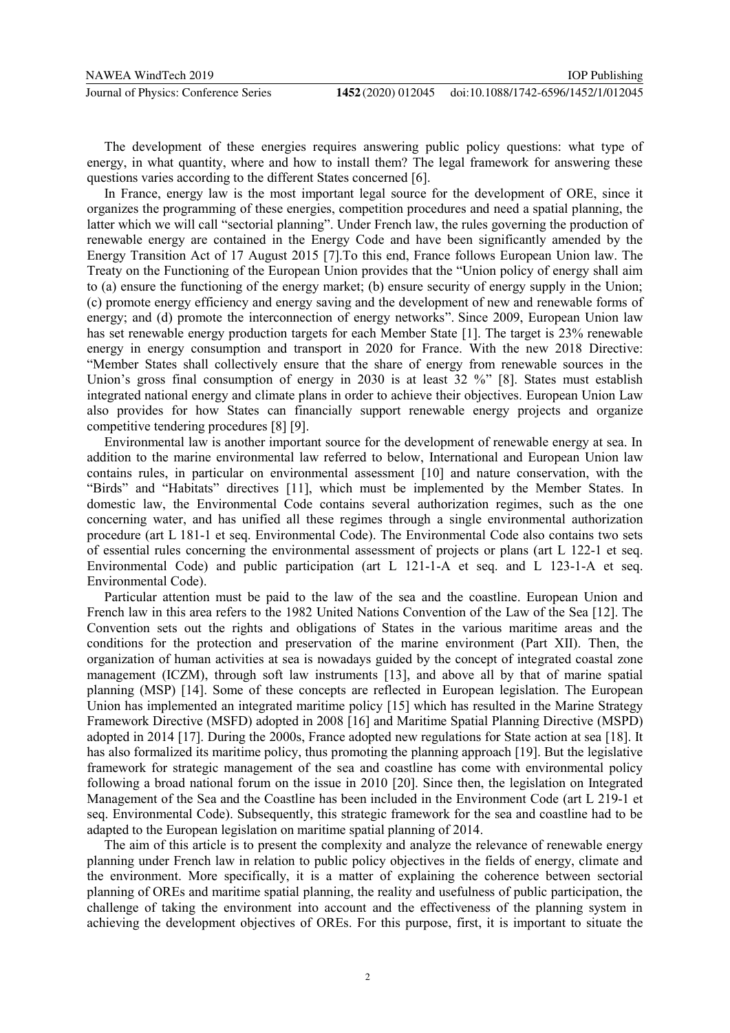The development of these energies requires answering public policy questions: what type of energy, in what quantity, where and how to install them? The legal framework for answering these questions varies according to the different States concerned [6].

In France, energy law is the most important legal source for the development of ORE, since it organizes the programming of these energies, competition procedures and need a spatial planning, the latter which we will call "sectorial planning". Under French law, the rules governing the production of renewable energy are contained in the Energy Code and have been significantly amended by the Energy Transition Act of 17 August 2015 [7].To this end, France follows European Union law. The Treaty on the Functioning of the European Union provides that the "Union policy of energy shall aim to (a) ensure the functioning of the energy market; (b) ensure security of energy supply in the Union; (c) promote energy efficiency and energy saving and the development of new and renewable forms of energy; and (d) promote the interconnection of energy networks". Since 2009, European Union law has set renewable energy production targets for each Member State [1]. The target is 23% renewable energy in energy consumption and transport in 2020 for France. With the new 2018 Directive: "Member States shall collectively ensure that the share of energy from renewable sources in the Union's gross final consumption of energy in 2030 is at least 32 %" [8]. States must establish integrated national energy and climate plans in order to achieve their objectives. European Union Law also provides for how States can financially support renewable energy projects and organize competitive tendering procedures [8] [9].

Environmental law is another important source for the development of renewable energy at sea. In addition to the marine environmental law referred to below, International and European Union law contains rules, in particular on environmental assessment [10] and nature conservation, with the "Birds" and "Habitats" directives [11], which must be implemented by the Member States. In domestic law, the Environmental Code contains several authorization regimes, such as the one concerning water, and has unified all these regimes through a single environmental authorization procedure (art L 181-1 et seq. Environmental Code). The Environmental Code also contains two sets of essential rules concerning the environmental assessment of projects or plans (art L 122-1 et seq. Environmental Code) and public participation (art L 121-1-A et seq. and L 123-1-A et seq. Environmental Code).

Particular attention must be paid to the law of the sea and the coastline. European Union and French law in this area refers to the 1982 United Nations Convention of the Law of the Sea [12]. The Convention sets out the rights and obligations of States in the various maritime areas and the conditions for the protection and preservation of the marine environment (Part XII). Then, the organization of human activities at sea is nowadays guided by the concept of integrated coastal zone management (ICZM), through soft law instruments [13], and above all by that of marine spatial planning (MSP) [14]. Some of these concepts are reflected in European legislation. The European Union has implemented an integrated maritime policy [15] which has resulted in the Marine Strategy Framework Directive (MSFD) adopted in 2008 [16] and Maritime Spatial Planning Directive (MSPD) adopted in 2014 [17]. During the 2000s, France adopted new regulations for State action at sea [18]. It has also formalized its maritime policy, thus promoting the planning approach [19]. But the legislative framework for strategic management of the sea and coastline has come with environmental policy following a broad national forum on the issue in 2010 [20]. Since then, the legislation on Integrated Management of the Sea and the Coastline has been included in the Environment Code (art L 219-1 et seq. Environmental Code). Subsequently, this strategic framework for the sea and coastline had to be adapted to the European legislation on maritime spatial planning of 2014.

The aim of this article is to present the complexity and analyze the relevance of renewable energy planning under French law in relation to public policy objectives in the fields of energy, climate and the environment. More specifically, it is a matter of explaining the coherence between sectorial planning of OREs and maritime spatial planning, the reality and usefulness of public participation, the challenge of taking the environment into account and the effectiveness of the planning system in achieving the development objectives of OREs. For this purpose, first, it is important to situate the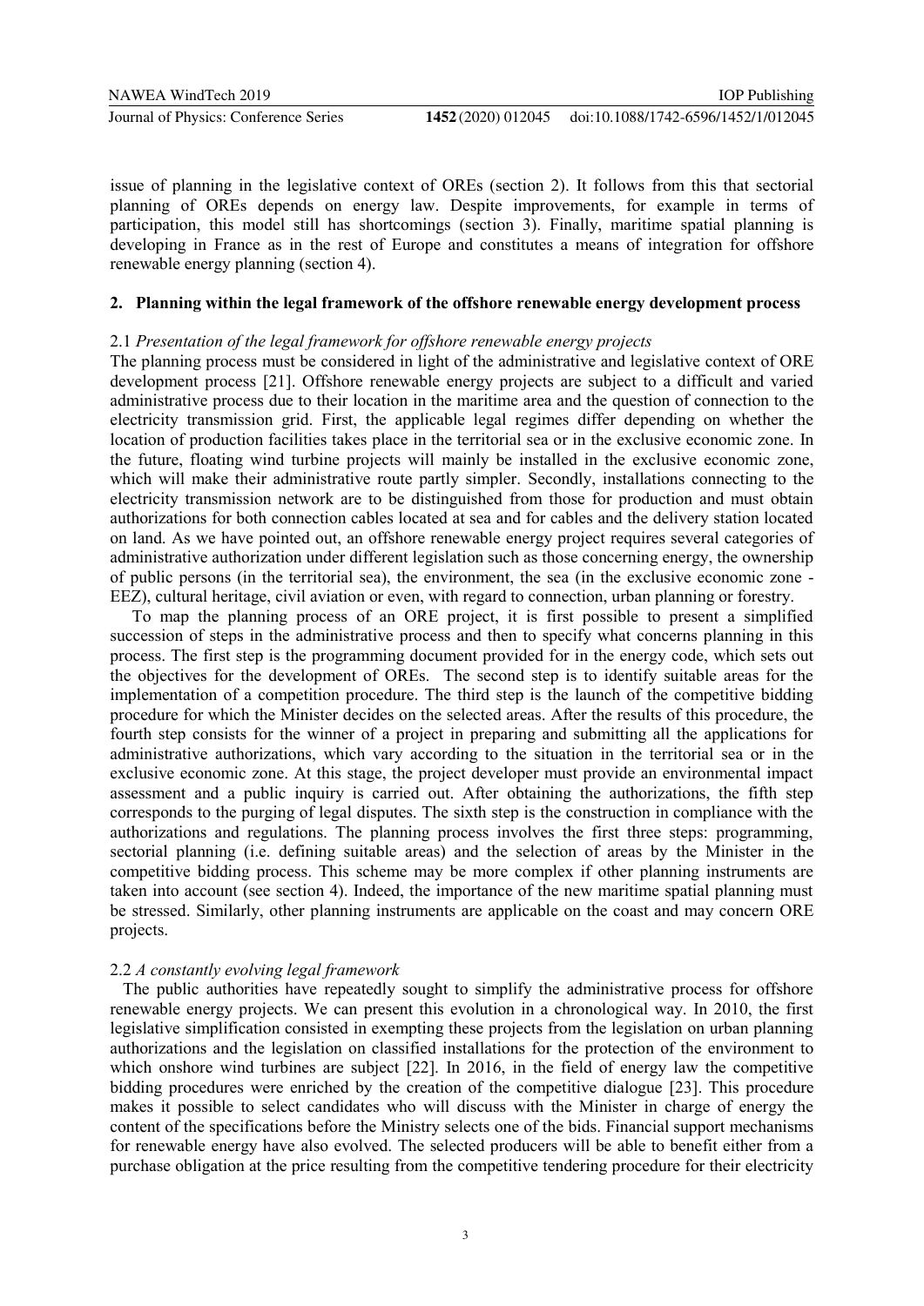issue of planning in the legislative context of OREs (section 2). It follows from this that sectorial planning of OREs depends on energy law. Despite improvements, for example in terms of participation, this model still has shortcomings (section 3). Finally, maritime spatial planning is developing in France as in the rest of Europe and constitutes a means of integration for offshore renewable energy planning (section 4).

## 2. Planning within the legal framework of the offshore renewable energy development process

### 2.1 *Presentation of the legal framework for offshore renewable energy projects*

The planning process must be considered in light of the administrative and legislative context of ORE development process [21]. Offshore renewable energy projects are subject to a difficult and varied administrative process due to their location in the maritime area and the question of connection to the electricity transmission grid. First, the applicable legal regimes differ depending on whether the location of production facilities takes place in the territorial sea or in the exclusive economic zone. In the future, floating wind turbine projects will mainly be installed in the exclusive economic zone, which will make their administrative route partly simpler. Secondly, installations connecting to the electricity transmission network are to be distinguished from those for production and must obtain authorizations for both connection cables located at sea and for cables and the delivery station located on land. As we have pointed out, an offshore renewable energy project requires several categories of administrative authorization under different legislation such as those concerning energy, the ownership of public persons (in the territorial sea), the environment, the sea (in the exclusive economic zone - EEZ), cultural heritage, civil aviation or even, with regard to connection, urban planning or forestry.

To map the planning process of an ORE project, it is first possible to present a simplified succession of steps in the administrative process and then to specify what concerns planning in this process. The first step is the programming document provided for in the energy code, which sets out the objectives for the development of OREs. The second step is to identify suitable areas for the implementation of a competition procedure. The third step is the launch of the competitive bidding procedure for which the Minister decides on the selected areas. After the results of this procedure, the fourth step consists for the winner of a project in preparing and submitting all the applications for administrative authorizations, which vary according to the situation in the territorial sea or in the exclusive economic zone. At this stage, the project developer must provide an environmental impact assessment and a public inquiry is carried out. After obtaining the authorizations, the fifth step corresponds to the purging of legal disputes. The sixth step is the construction in compliance with the authorizations and regulations. The planning process involves the first three steps: programming, sectorial planning (i.e. defining suitable areas) and the selection of areas by the Minister in the competitive bidding process. This scheme may be more complex if other planning instruments are taken into account (see section 4). Indeed, the importance of the new maritime spatial planning must be stressed. Similarly, other planning instruments are applicable on the coast and may concern ORE projects.

### 2.2 *A constantly evolving legal framework*

The public authorities have repeatedly sought to simplify the administrative process for offshore renewable energy projects. We can present this evolution in a chronological way. In 2010, the first legislative simplification consisted in exempting these projects from the legislation on urban planning authorizations and the legislation on classified installations for the protection of the environment to which onshore wind turbines are subject [22]. In 2016, in the field of energy law the competitive bidding procedures were enriched by the creation of the competitive dialogue [23]. This procedure makes it possible to select candidates who will discuss with the Minister in charge of energy the content of the specifications before the Ministry selects one of the bids. Financial support mechanisms for renewable energy have also evolved. The selected producers will be able to benefit either from a purchase obligation at the price resulting from the competitive tendering procedure for their electricity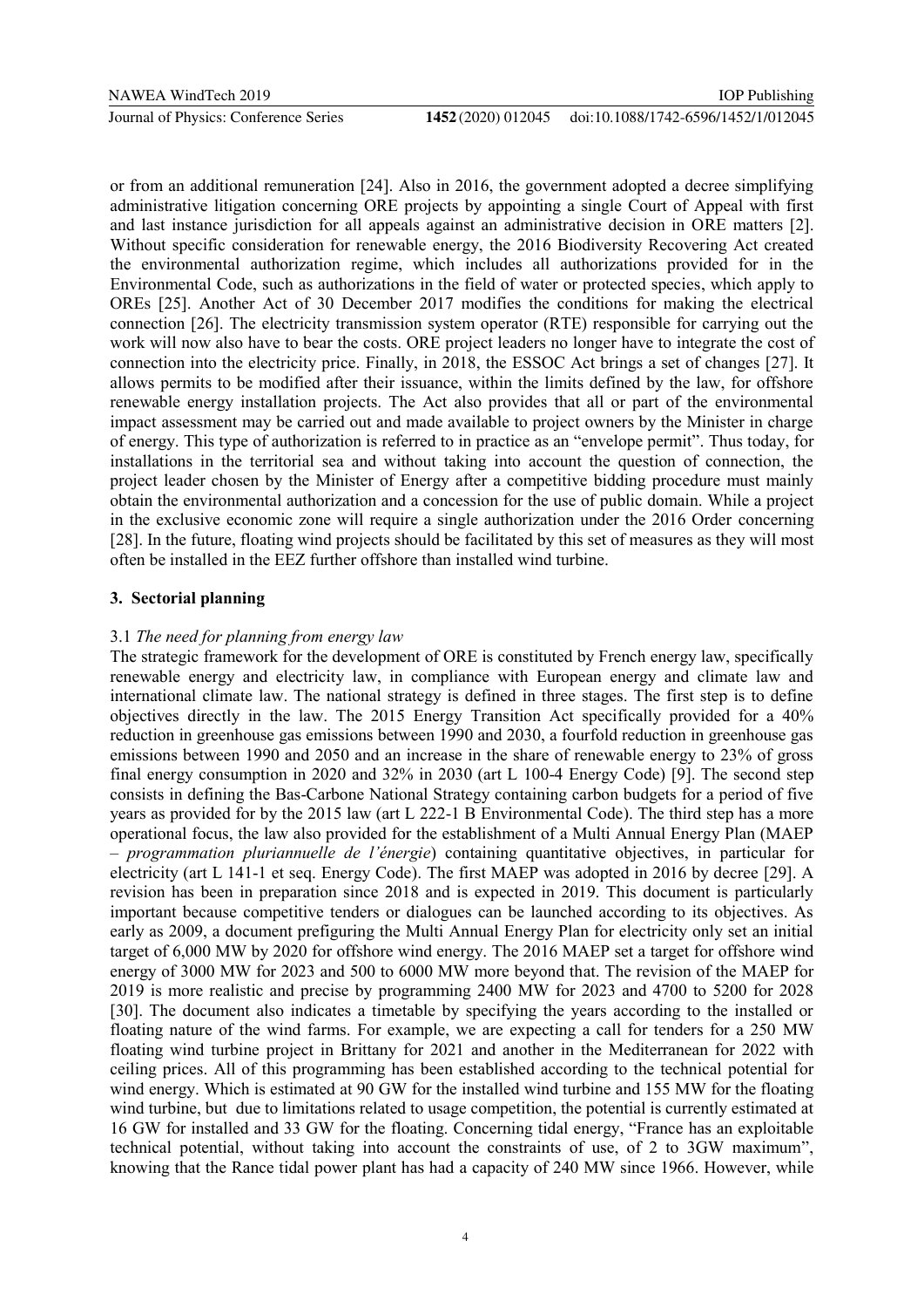or from an additional remuneration [24]. Also in 2016, the government adopted a decree simplifying administrative litigation concerning ORE projects by appointing a single Court of Appeal with first and last instance jurisdiction for all appeals against an administrative decision in ORE matters [2]. Without specific consideration for renewable energy, the 2016 Biodiversity Recovering Act created the environmental authorization regime, which includes all authorizations provided for in the Environmental Code, such as authorizations in the field of water or protected species, which apply to OREs [25]. Another Act of 30 December 2017 modifies the conditions for making the electrical connection [26]. The electricity transmission system operator (RTE) responsible for carrying out the work will now also have to bear the costs. ORE project leaders no longer have to integrate the cost of connection into the electricity price. Finally, in 2018, the ESSOC Act brings a set of changes [27]. It allows permits to be modified after their issuance, within the limits defined by the law, for offshore renewable energy installation projects. The Act also provides that all or part of the environmental impact assessment may be carried out and made available to project owners by the Minister in charge of energy. This type of authorization is referred to in practice as an "envelope permit". Thus today, for installations in the territorial sea and without taking into account the question of connection, the project leader chosen by the Minister of Energy after a competitive bidding procedure must mainly obtain the environmental authorization and a concession for the use of public domain. While a project in the exclusive economic zone will require a single authorization under the 2016 Order concerning [28]. In the future, floating wind projects should be facilitated by this set of measures as they will most often be installed in the EEZ further offshore than installed wind turbine.

## 3. Sectorial planning

### 3.1 *The need for planning from energy law*

The strategic framework for the development of ORE is constituted by French energy law, specifically renewable energy and electricity law, in compliance with European energy and climate law and international climate law. The national strategy is defined in three stages. The first step is to define objectives directly in the law. The 2015 Energy Transition Act specifically provided for a 40% reduction in greenhouse gas emissions between 1990 and 2030, a fourfold reduction in greenhouse gas emissions between 1990 and 2050 and an increase in the share of renewable energy to 23% of gross final energy consumption in 2020 and 32% in 2030 (art L 100-4 Energy Code) [9]. The second step consists in defining the Bas-Carbone National Strategy containing carbon budgets for a period of five years as provided for by the 2015 law (art L 222-1 B Environmental Code). The third step has a more operational focus, the law also provided for the establishment of a Multi Annual Energy Plan (MAEP – *programmation pluriannuelle de l'énergie*) containing quantitative objectives, in particular for electricity (art L 141-1 et seq. Energy Code). The first MAEP was adopted in 2016 by decree [29]. A revision has been in preparation since 2018 and is expected in 2019. This document is particularly important because competitive tenders or dialogues can be launched according to its objectives. As early as 2009, a document prefiguring the Multi Annual Energy Plan for electricity only set an initial target of 6,000 MW by 2020 for offshore wind energy. The 2016 MAEP set a target for offshore wind energy of 3000 MW for 2023 and 500 to 6000 MW more beyond that. The revision of the MAEP for 2019 is more realistic and precise by programming 2400 MW for 2023 and 4700 to 5200 for 2028 [30]. The document also indicates a timetable by specifying the years according to the installed or floating nature of the wind farms. For example, we are expecting a call for tenders for a 250 MW floating wind turbine project in Brittany for 2021 and another in the Mediterranean for 2022 with ceiling prices. All of this programming has been established according to the technical potential for wind energy. Which is estimated at 90 GW for the installed wind turbine and 155 MW for the floating wind turbine, but due to limitations related to usage competition, the potential is currently estimated at 16 GW for installed and 33 GW for the floating. Concerning tidal energy, "France has an exploitable technical potential, without taking into account the constraints of use, of 2 to 3GW maximum", knowing that the Rance tidal power plant has had a capacity of 240 MW since 1966. However, while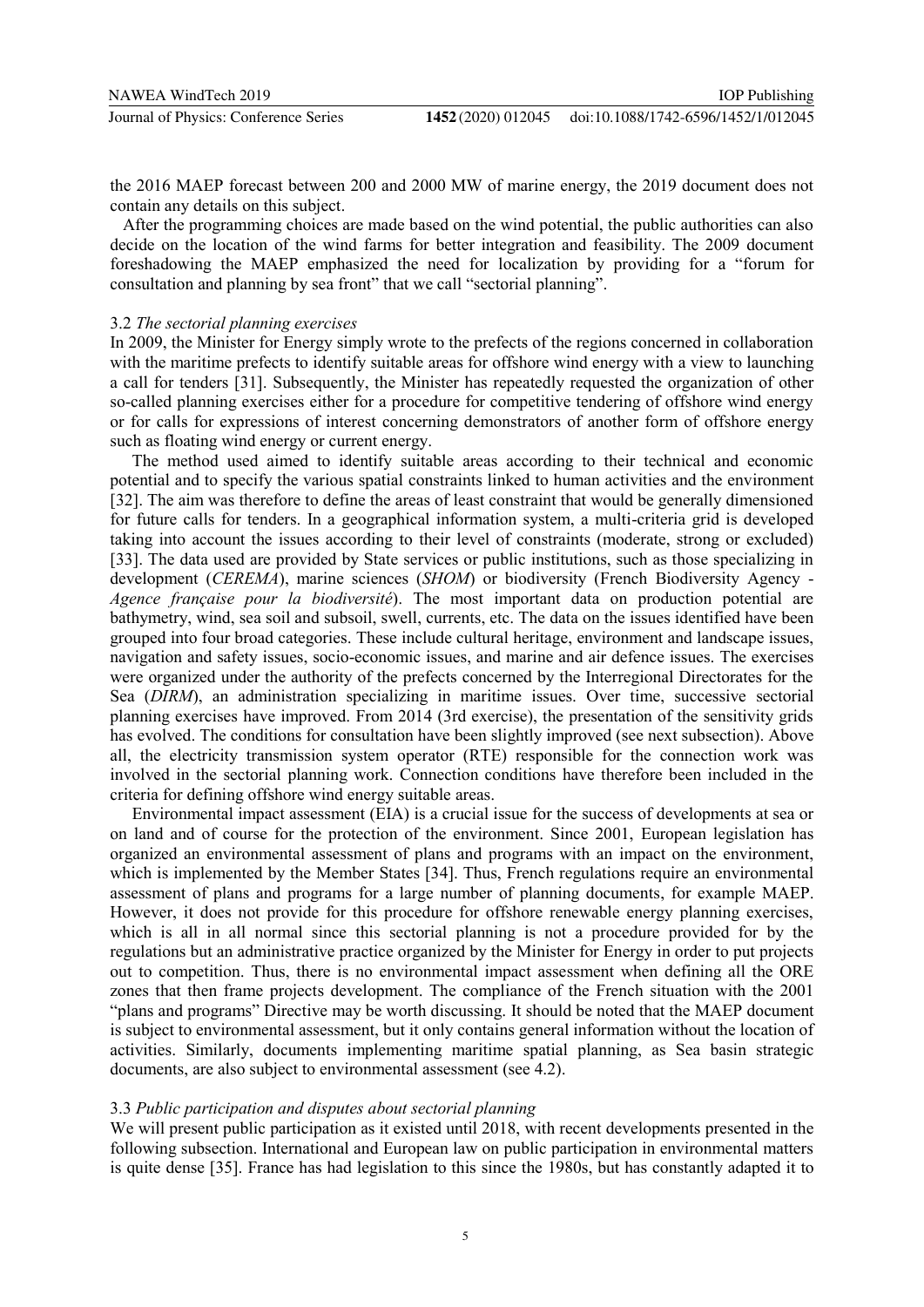the 2016 MAEP forecast between 200 and 2000 MW of marine energy, the 2019 document does not contain any details on this subject.

After the programming choices are made based on the wind potential, the public authorities can also decide on the location of the wind farms for better integration and feasibility. The 2009 document foreshadowing the MAEP emphasized the need for localization by providing for a "forum for consultation and planning by sea front" that we call "sectorial planning".

### 3.2 *The sectorial planning exercises*

In 2009, the Minister for Energy simply wrote to the prefects of the regions concerned in collaboration with the maritime prefects to identify suitable areas for offshore wind energy with a view to launching a call for tenders [31]. Subsequently, the Minister has repeatedly requested the organization of other so-called planning exercises either for a procedure for competitive tendering of offshore wind energy or for calls for expressions of interest concerning demonstrators of another form of offshore energy such as floating wind energy or current energy.

The method used aimed to identify suitable areas according to their technical and economic potential and to specify the various spatial constraints linked to human activities and the environment [32]. The aim was therefore to define the areas of least constraint that would be generally dimensioned for future calls for tenders. In a geographical information system, a multi-criteria grid is developed taking into account the issues according to their level of constraints (moderate, strong or excluded) [33]. The data used are provided by State services or public institutions, such as those specializing in development (*CEREMA*), marine sciences (*SHOM*) or biodiversity (French Biodiversity Agency - *Agence française pour la biodiversité*). The most important data on production potential are bathymetry, wind, sea soil and subsoil, swell, currents, etc. The data on the issues identified have been grouped into four broad categories. These include cultural heritage, environment and landscape issues, navigation and safety issues, socio-economic issues, and marine and air defence issues. The exercises were organized under the authority of the prefects concerned by the Interregional Directorates for the Sea (*DIRM*), an administration specializing in maritime issues. Over time, successive sectorial planning exercises have improved. From 2014 (3rd exercise), the presentation of the sensitivity grids has evolved. The conditions for consultation have been slightly improved (see next subsection). Above all, the electricity transmission system operator (RTE) responsible for the connection work was involved in the sectorial planning work. Connection conditions have therefore been included in the criteria for defining offshore wind energy suitable areas.

Environmental impact assessment (EIA) is a crucial issue for the success of developments at sea or on land and of course for the protection of the environment. Since 2001, European legislation has organized an environmental assessment of plans and programs with an impact on the environment, which is implemented by the Member States [34]. Thus, French regulations require an environmental assessment of plans and programs for a large number of planning documents, for example MAEP. However, it does not provide for this procedure for offshore renewable energy planning exercises, which is all in all normal since this sectorial planning is not a procedure provided for by the regulations but an administrative practice organized by the Minister for Energy in order to put projects out to competition. Thus, there is no environmental impact assessment when defining all the ORE zones that then frame projects development. The compliance of the French situation with the 2001 "plans and programs" Directive may be worth discussing. It should be noted that the MAEP document is subject to environmental assessment, but it only contains general information without the location of activities. Similarly, documents implementing maritime spatial planning, as Sea basin strategic documents, are also subject to environmental assessment (see 4.2).

### 3.3 *Public participation and disputes about sectorial planning*

We will present public participation as it existed until 2018, with recent developments presented in the following subsection. International and European law on public participation in environmental matters is quite dense [35]. France has had legislation to this since the 1980s, but has constantly adapted it to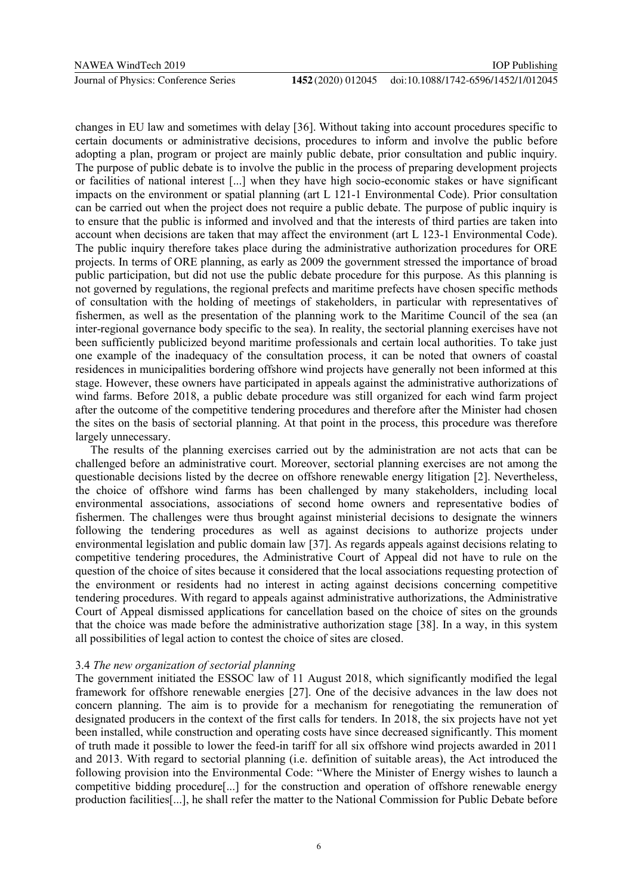changes in EU law and sometimes with delay [36]. Without taking into account procedures specific to certain documents or administrative decisions, procedures to inform and involve the public before adopting a plan, program or project are mainly public debate, prior consultation and public inquiry. The purpose of public debate is to involve the public in the process of preparing development projects or facilities of national interest [...] when they have high socio-economic stakes or have significant impacts on the environment or spatial planning (art L 121-1 Environmental Code). Prior consultation can be carried out when the project does not require a public debate. The purpose of public inquiry is to ensure that the public is informed and involved and that the interests of third parties are taken into account when decisions are taken that may affect the environment (art L 123-1 Environmental Code). The public inquiry therefore takes place during the administrative authorization procedures for ORE projects. In terms of ORE planning, as early as 2009 the government stressed the importance of broad public participation, but did not use the public debate procedure for this purpose. As this planning is not governed by regulations, the regional prefects and maritime prefects have chosen specific methods of consultation with the holding of meetings of stakeholders, in particular with representatives of fishermen, as well as the presentation of the planning work to the Maritime Council of the sea (an inter-regional governance body specific to the sea). In reality, the sectorial planning exercises have not been sufficiently publicized beyond maritime professionals and certain local authorities. To take just one example of the inadequacy of the consultation process, it can be noted that owners of coastal residences in municipalities bordering offshore wind projects have generally not been informed at this stage. However, these owners have participated in appeals against the administrative authorizations of wind farms. Before 2018, a public debate procedure was still organized for each wind farm project after the outcome of the competitive tendering procedures and therefore after the Minister had chosen the sites on the basis of sectorial planning. At that point in the process, this procedure was therefore largely unnecessary.

The results of the planning exercises carried out by the administration are not acts that can be challenged before an administrative court. Moreover, sectorial planning exercises are not among the questionable decisions listed by the decree on offshore renewable energy litigation [2]. Nevertheless, the choice of offshore wind farms has been challenged by many stakeholders, including local environmental associations, associations of second home owners and representative bodies of fishermen. The challenges were thus brought against ministerial decisions to designate the winners following the tendering procedures as well as against decisions to authorize projects under environmental legislation and public domain law [37]. As regards appeals against decisions relating to competitive tendering procedures, the Administrative Court of Appeal did not have to rule on the question of the choice of sites because it considered that the local associations requesting protection of the environment or residents had no interest in acting against decisions concerning competitive tendering procedures. With regard to appeals against administrative authorizations, the Administrative Court of Appeal dismissed applications for cancellation based on the choice of sites on the grounds that the choice was made before the administrative authorization stage [38]. In a way, in this system all possibilities of legal action to contest the choice of sites are closed.

### 3.4 *The new organization of sectorial planning*

The government initiated the ESSOC law of 11 August 2018, which significantly modified the legal framework for offshore renewable energies [27]. One of the decisive advances in the law does not concern planning. The aim is to provide for a mechanism for renegotiating the remuneration of designated producers in the context of the first calls for tenders. In 2018, the six projects have not yet been installed, while construction and operating costs have since decreased significantly. This moment of truth made it possible to lower the feed-in tariff for all six offshore wind projects awarded in 2011 and 2013. With regard to sectorial planning (i.e. definition of suitable areas), the Act introduced the following provision into the Environmental Code: "Where the Minister of Energy wishes to launch a competitive bidding procedure[...] for the construction and operation of offshore renewable energy production facilities[...], he shall refer the matter to the National Commission for Public Debate before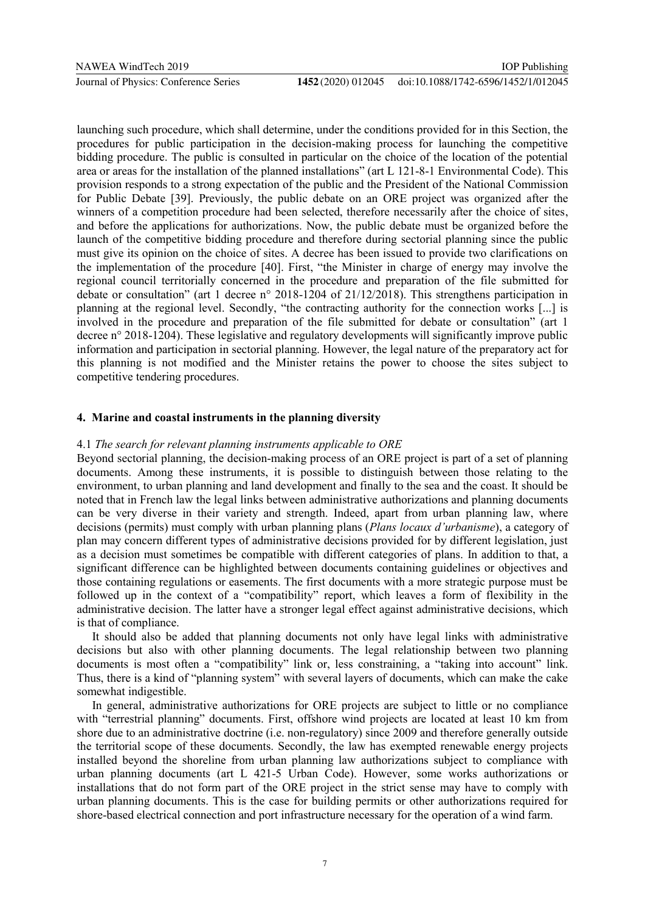launching such procedure, which shall determine, under the conditions provided for in this Section, the procedures for public participation in the decision-making process for launching the competitive bidding procedure. The public is consulted in particular on the choice of the location of the potential area or areas for the installation of the planned installations" (art L 121-8-1 Environmental Code). This provision responds to a strong expectation of the public and the President of the National Commission for Public Debate [39]. Previously, the public debate on an ORE project was organized after the winners of a competition procedure had been selected, therefore necessarily after the choice of sites, and before the applications for authorizations. Now, the public debate must be organized before the launch of the competitive bidding procedure and therefore during sectorial planning since the public must give its opinion on the choice of sites. A decree has been issued to provide two clarifications on the implementation of the procedure [40]. First, "the Minister in charge of energy may involve the regional council territorially concerned in the procedure and preparation of the file submitted for debate or consultation" (art 1 decree n° 2018-1204 of 21/12/2018). This strengthens participation in planning at the regional level. Secondly, "the contracting authority for the connection works [...] is involved in the procedure and preparation of the file submitted for debate or consultation" (art 1 decree n° 2018-1204). These legislative and regulatory developments will significantly improve public information and participation in sectorial planning. However, the legal nature of the preparatory act for this planning is not modified and the Minister retains the power to choose the sites subject to competitive tendering procedures.

## 4. Marine and coastal instruments in the planning diversity

### 4.1 *The search for relevant planning instruments applicable to ORE*

Beyond sectorial planning, the decision-making process of an ORE project is part of a set of planning documents. Among these instruments, it is possible to distinguish between those relating to the environment, to urban planning and land development and finally to the sea and the coast. It should be noted that in French law the legal links between administrative authorizations and planning documents can be very diverse in their variety and strength. Indeed, apart from urban planning law, where decisions (permits) must comply with urban planning plans (*Plans locaux d'urbanisme*), a category of plan may concern different types of administrative decisions provided for by different legislation, just as a decision must sometimes be compatible with different categories of plans. In addition to that, a significant difference can be highlighted between documents containing guidelines or objectives and those containing regulations or easements. The first documents with a more strategic purpose must be followed up in the context of a "compatibility" report, which leaves a form of flexibility in the administrative decision. The latter have a stronger legal effect against administrative decisions, which is that of compliance.

It should also be added that planning documents not only have legal links with administrative decisions but also with other planning documents. The legal relationship between two planning documents is most often a "compatibility" link or, less constraining, a "taking into account" link. Thus, there is a kind of "planning system" with several layers of documents, which can make the cake somewhat indigestible.

In general, administrative authorizations for ORE projects are subject to little or no compliance with "terrestrial planning" documents. First, offshore wind projects are located at least 10 km from shore due to an administrative doctrine (i.e. non-regulatory) since 2009 and therefore generally outside the territorial scope of these documents. Secondly, the law has exempted renewable energy projects installed beyond the shoreline from urban planning law authorizations subject to compliance with urban planning documents (art L 421-5 Urban Code). However, some works authorizations or installations that do not form part of the ORE project in the strict sense may have to comply with urban planning documents. This is the case for building permits or other authorizations required for shore-based electrical connection and port infrastructure necessary for the operation of a wind farm.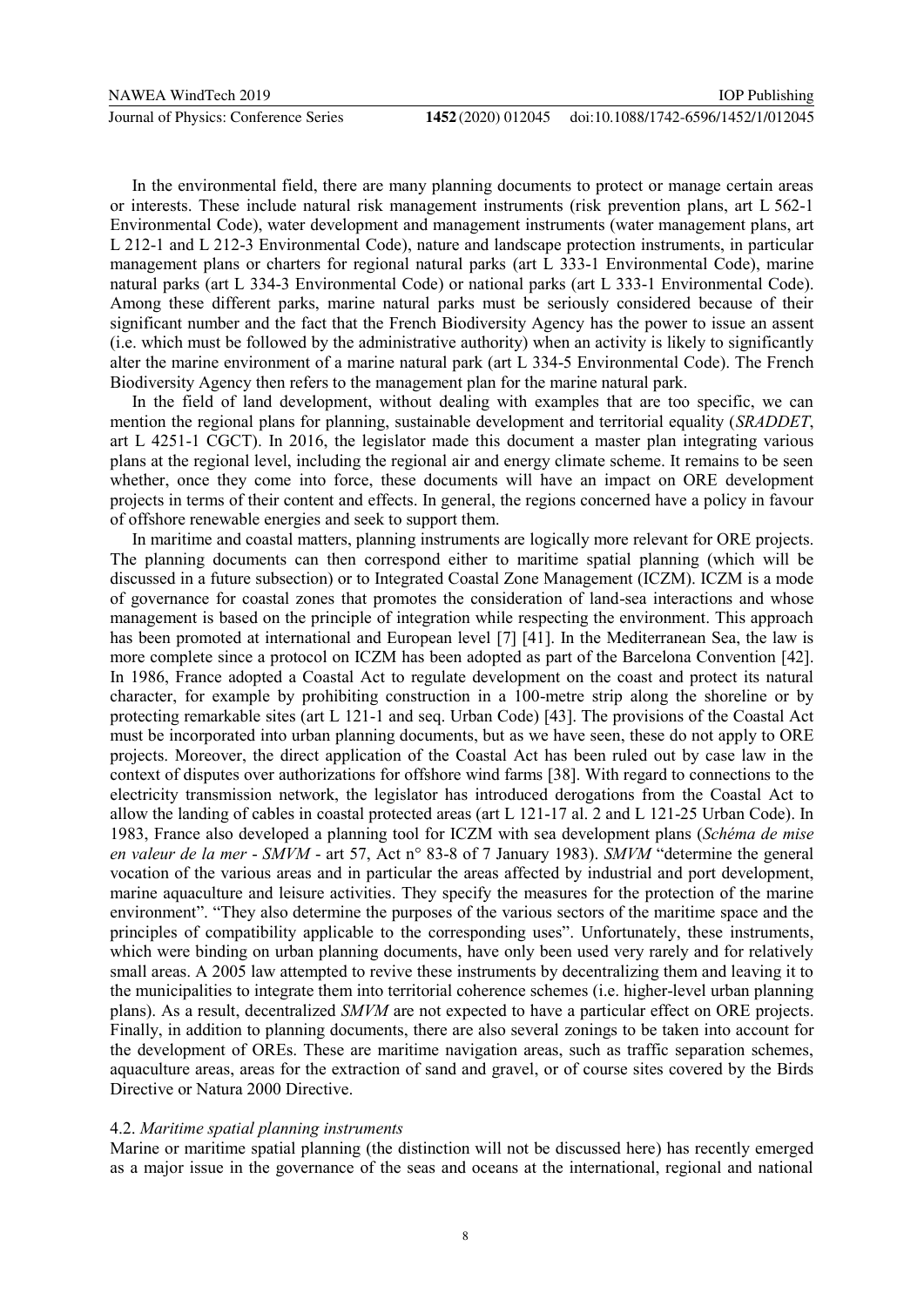In the environmental field, there are many planning documents to protect or manage certain areas or interests. These include natural risk management instruments (risk prevention plans, art L 562-1 Environmental Code), water development and management instruments (water management plans, art L 212-1 and L 212-3 Environmental Code), nature and landscape protection instruments, in particular management plans or charters for regional natural parks (art L 333-1 Environmental Code), marine natural parks (art L 334-3 Environmental Code) or national parks (art L 333-1 Environmental Code). Among these different parks, marine natural parks must be seriously considered because of their significant number and the fact that the French Biodiversity Agency has the power to issue an assent (i.e. which must be followed by the administrative authority) when an activity is likely to significantly alter the marine environment of a marine natural park (art L 334-5 Environmental Code). The French Biodiversity Agency then refers to the management plan for the marine natural park.

In the field of land development, without dealing with examples that are too specific, we can mention the regional plans for planning, sustainable development and territorial equality (*SRADDET*, art L 4251-1 CGCT). In 2016, the legislator made this document a master plan integrating various plans at the regional level, including the regional air and energy climate scheme. It remains to be seen whether, once they come into force, these documents will have an impact on ORE development projects in terms of their content and effects. In general, the regions concerned have a policy in favour of offshore renewable energies and seek to support them.

In maritime and coastal matters, planning instruments are logically more relevant for ORE projects. The planning documents can then correspond either to maritime spatial planning (which will be discussed in a future subsection) or to Integrated Coastal Zone Management (ICZM). ICZM is a mode of governance for coastal zones that promotes the consideration of land-sea interactions and whose management is based on the principle of integration while respecting the environment. This approach has been promoted at international and European level [7] [41]. In the Mediterranean Sea, the law is more complete since a protocol on ICZM has been adopted as part of the Barcelona Convention [42]. In 1986, France adopted a Coastal Act to regulate development on the coast and protect its natural character, for example by prohibiting construction in a 100-metre strip along the shoreline or by protecting remarkable sites (art L 121-1 and seq. Urban Code) [43]. The provisions of the Coastal Act must be incorporated into urban planning documents, but as we have seen, these do not apply to ORE projects. Moreover, the direct application of the Coastal Act has been ruled out by case law in the context of disputes over authorizations for offshore wind farms [38]. With regard to connections to the electricity transmission network, the legislator has introduced derogations from the Coastal Act to allow the landing of cables in coastal protected areas (art L 121-17 al. 2 and L 121-25 Urban Code). In 1983, France also developed a planning tool for ICZM with sea development plans (*Schéma de mise en valeur de la mer* - *SMVM* - art 57, Act n° 83-8 of 7 January 1983). *SMVM* "determine the general vocation of the various areas and in particular the areas affected by industrial and port development, marine aquaculture and leisure activities. They specify the measures for the protection of the marine environment". "They also determine the purposes of the various sectors of the maritime space and the principles of compatibility applicable to the corresponding uses". Unfortunately, these instruments, which were binding on urban planning documents, have only been used very rarely and for relatively small areas. A 2005 law attempted to revive these instruments by decentralizing them and leaving it to the municipalities to integrate them into territorial coherence schemes (i.e. higher-level urban planning plans). As a result, decentralized *SMVM* are not expected to have a particular effect on ORE projects. Finally, in addition to planning documents, there are also several zonings to be taken into account for the development of OREs. These are maritime navigation areas, such as traffic separation schemes, aquaculture areas, areas for the extraction of sand and gravel, or of course sites covered by the Birds Directive or Natura 2000 Directive.

### 4.2. *Maritime spatial planning instruments*

Marine or maritime spatial planning (the distinction will not be discussed here) has recently emerged as a major issue in the governance of the seas and oceans at the international, regional and national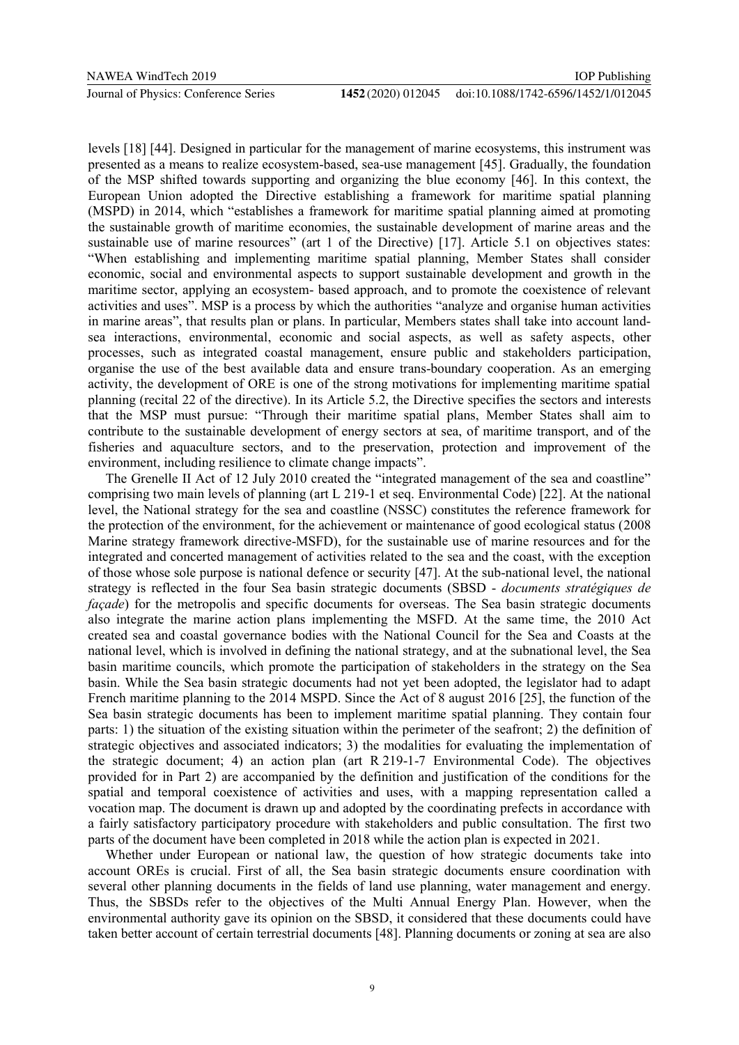levels [18] [44]. Designed in particular for the management of marine ecosystems, this instrument was presented as a means to realize ecosystem-based, sea-use management [45]. Gradually, the foundation of the MSP shifted towards supporting and organizing the blue economy [46]. In this context, the European Union adopted the Directive establishing a framework for maritime spatial planning (MSPD) in 2014, which "establishes a framework for maritime spatial planning aimed at promoting the sustainable growth of maritime economies, the sustainable development of marine areas and the sustainable use of marine resources" (art 1 of the Directive) [17]. Article 5.1 on objectives states: "When establishing and implementing maritime spatial planning, Member States shall consider economic, social and environmental aspects to support sustainable development and growth in the maritime sector, applying an ecosystem- based approach, and to promote the coexistence of relevant activities and uses". MSP is a process by which the authorities "analyze and organise human activities in marine areas", that results plan or plans. In particular, Members states shall take into account land-sea interactions, environmental, economic and social aspects, as well as safety aspects, other processes, such as integrated coastal management, ensure public and stakeholders participation, organise the use of the best available data and ensure trans-boundary cooperation. As an emerging activity, the development of ORE is one of the strong motivations for implementing maritime spatial planning (recital 22 of the directive). In its Article 5.2, the Directive specifies the sectors and interests that the MSP must pursue: "Through their maritime spatial plans, Member States shall aim to contribute to the sustainable development of energy sectors at sea, of maritime transport, and of the fisheries and aquaculture sectors, and to the preservation, protection and improvement of the environment, including resilience to climate change impacts".

The Grenelle II Act of 12 July 2010 created the "integrated management of the sea and coastline" comprising two main levels of planning (art L 219-1 et seq. Environmental Code) [22]. At the national level, the National strategy for the sea and coastline (NSSC) constitutes the reference framework for the protection of the environment, for the achievement or maintenance of good ecological status (2008 Marine strategy framework directive-MSFD), for the sustainable use of marine resources and for the integrated and concerted management of activities related to the sea and the coast, with the exception of those whose sole purpose is national defence or security [47]. At the sub-national level, the national strategy is reflected in the four Sea basin strategic documents (SBSD - *documents stratégiques de façade*) for the metropolis and specific documents for overseas. The Sea basin strategic documents also integrate the marine action plans implementing the MSFD. At the same time, the 2010 Act created sea and coastal governance bodies with the National Council for the Sea and Coasts at the national level, which is involved in defining the national strategy, and at the subnational level, the Sea basin maritime councils, which promote the participation of stakeholders in the strategy on the Sea basin. While the Sea basin strategic documents had not yet been adopted, the legislator had to adapt French maritime planning to the 2014 MSPD. Since the Act of 8 august 2016 [25], the function of the Sea basin strategic documents has been to implement maritime spatial planning. They contain four parts: 1) the situation of the existing situation within the perimeter of the seafront; 2) the definition of strategic objectives and associated indicators; 3) the modalities for evaluating the implementation of the strategic document; 4) an action plan (art R 219-1-7 Environmental Code). The objectives provided for in Part 2) are accompanied by the definition and justification of the conditions for the spatial and temporal coexistence of activities and uses, with a mapping representation called a vocation map. The document is drawn up and adopted by the coordinating prefects in accordance with a fairly satisfactory participatory procedure with stakeholders and public consultation. The first two parts of the document have been completed in 2018 while the action plan is expected in 2021.

Whether under European or national law, the question of how strategic documents take into account OREs is crucial. First of all, the Sea basin strategic documents ensure coordination with several other planning documents in the fields of land use planning, water management and energy. Thus, the SBSDs refer to the objectives of the Multi Annual Energy Plan. However, when the environmental authority gave its opinion on the SBSD, it considered that these documents could have taken better account of certain terrestrial documents [48]. Planning documents or zoning at sea are also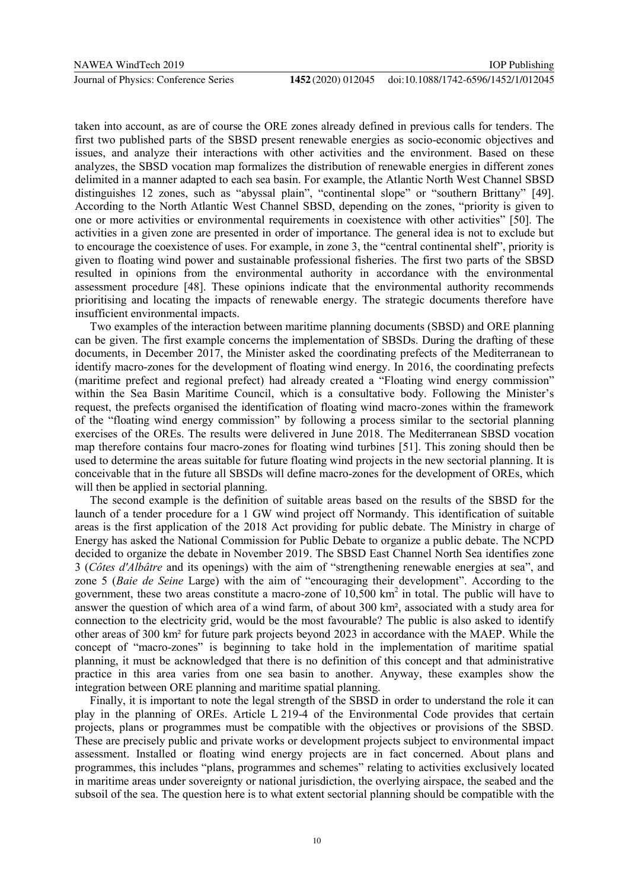taken into account, as are of course the ORE zones already defined in previous calls for tenders. The first two published parts of the SBSD present renewable energies as socio-economic objectives and issues, and analyze their interactions with other activities and the environment. Based on these analyzes, the SBSD vocation map formalizes the distribution of renewable energies in different zones delimited in a manner adapted to each sea basin. For example, the Atlantic North West Channel SBSD distinguishes 12 zones, such as "abyssal plain", "continental slope" or "southern Brittany" [49]. According to the North Atlantic West Channel SBSD, depending on the zones, "priority is given to one or more activities or environmental requirements in coexistence with other activities" [50]. The activities in a given zone are presented in order of importance. The general idea is not to exclude but to encourage the coexistence of uses. For example, in zone 3, the "central continental shelf", priority is given to floating wind power and sustainable professional fisheries. The first two parts of the SBSD resulted in opinions from the environmental authority in accordance with the environmental assessment procedure [48]. These opinions indicate that the environmental authority recommends prioritising and locating the impacts of renewable energy. The strategic documents therefore have insufficient environmental impacts.

Two examples of the interaction between maritime planning documents (SBSD) and ORE planning can be given. The first example concerns the implementation of SBSDs. During the drafting of these documents, in December 2017, the Minister asked the coordinating prefects of the Mediterranean to identify macro-zones for the development of floating wind energy. In 2016, the coordinating prefects (maritime prefect and regional prefect) had already created a "Floating wind energy commission" within the Sea Basin Maritime Council, which is a consultative body. Following the Minister's request, the prefects organised the identification of floating wind macro-zones within the framework of the "floating wind energy commission" by following a process similar to the sectorial planning exercises of the OREs. The results were delivered in June 2018. The Mediterranean SBSD vocation map therefore contains four macro-zones for floating wind turbines [51]. This zoning should then be used to determine the areas suitable for future floating wind projects in the new sectorial planning. It is conceivable that in the future all SBSDs will define macro-zones for the development of OREs, which will then be applied in sectorial planning.

The second example is the definition of suitable areas based on the results of the SBSD for the launch of a tender procedure for a 1 GW wind project off Normandy. This identification of suitable areas is the first application of the 2018 Act providing for public debate. The Ministry in charge of Energy has asked the National Commission for Public Debate to organize a public debate. The NCPD decided to organize the debate in November 2019. The SBSD East Channel North Sea identifies zone 3 (*Côtes d'Albâtre* and its openings) with the aim of "strengthening renewable energies at sea", and zone 5 (*Baie de Seine* Large) with the aim of "encouraging their development". According to the government, these two areas constitute a macro-zone of 10,500 km$^2$ in total. The public will have to answer the question of which area of a wind farm, of about 300 km², associated with a study area for connection to the electricity grid, would be the most favourable? The public is also asked to identify other areas of 300 km² for future park projects beyond 2023 in accordance with the MAEP. While the concept of "macro-zones" is beginning to take hold in the implementation of maritime spatial planning, it must be acknowledged that there is no definition of this concept and that administrative practice in this area varies from one sea basin to another. Anyway, these examples show the integration between ORE planning and maritime spatial planning.

Finally, it is important to note the legal strength of the SBSD in order to understand the role it can play in the planning of OREs. Article L 219-4 of the Environmental Code provides that certain projects, plans or programmes must be compatible with the objectives or provisions of the SBSD. These are precisely public and private works or development projects subject to environmental impact assessment. Installed or floating wind energy projects are in fact concerned. About plans and programmes, this includes "plans, programmes and schemes" relating to activities exclusively located in maritime areas under sovereignty or national jurisdiction, the overlying airspace, the seabed and the subsoil of the sea. The question here is to what extent sectorial planning should be compatible with the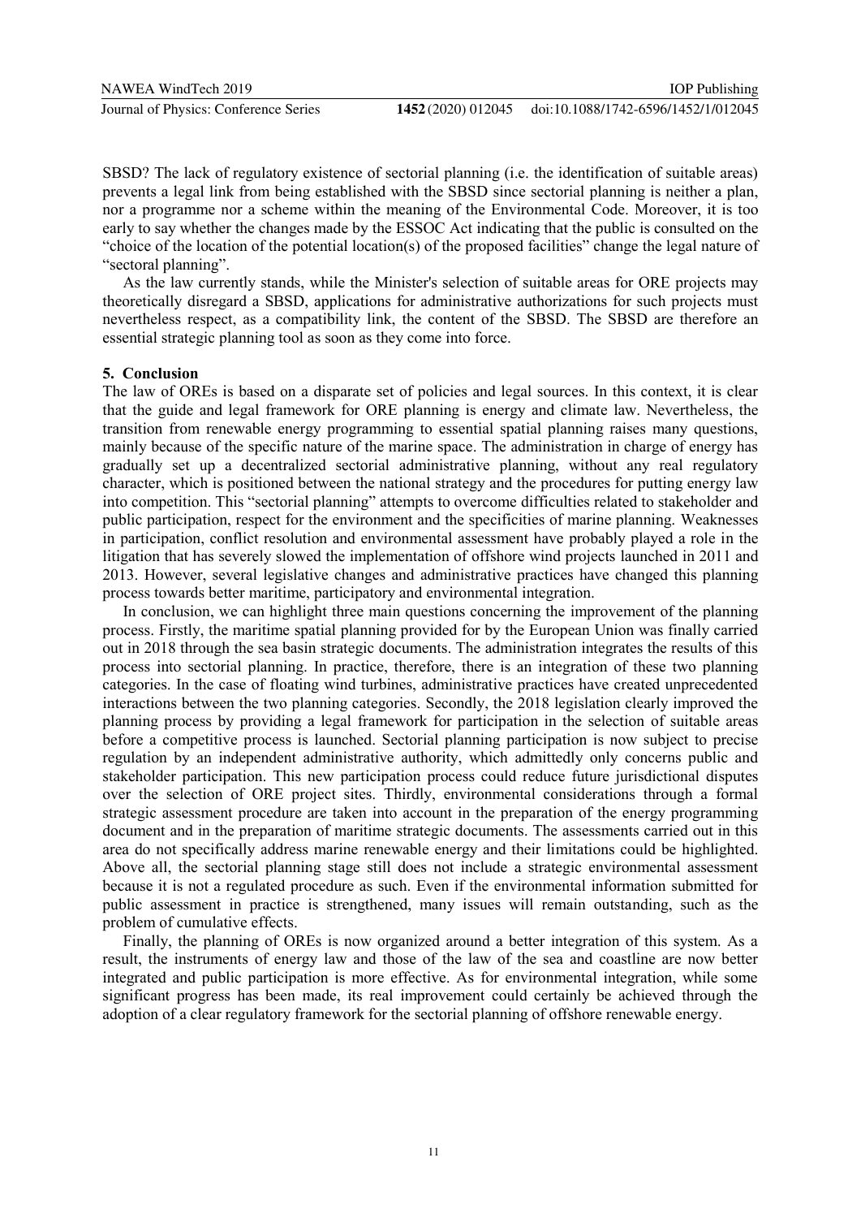SBSD? The lack of regulatory existence of sectorial planning (i.e. the identification of suitable areas) prevents a legal link from being established with the SBSD since sectorial planning is neither a plan, nor a programme nor a scheme within the meaning of the Environmental Code. Moreover, it is too early to say whether the changes made by the ESSOC Act indicating that the public is consulted on the "choice of the location of the potential location(s) of the proposed facilities" change the legal nature of "sectoral planning".

As the law currently stands, while the Minister's selection of suitable areas for ORE projects may theoretically disregard a SBSD, applications for administrative authorizations for such projects must nevertheless respect, as a compatibility link, the content of the SBSD. The SBSD are therefore an essential strategic planning tool as soon as they come into force.

## 5. Conclusion

The law of OREs is based on a disparate set of policies and legal sources. In this context, it is clear that the guide and legal framework for ORE planning is energy and climate law. Nevertheless, the transition from renewable energy programming to essential spatial planning raises many questions, mainly because of the specific nature of the marine space. The administration in charge of energy has gradually set up a decentralized sectorial administrative planning, without any real regulatory character, which is positioned between the national strategy and the procedures for putting energy law into competition. This "sectorial planning" attempts to overcome difficulties related to stakeholder and public participation, respect for the environment and the specificities of marine planning. Weaknesses in participation, conflict resolution and environmental assessment have probably played a role in the litigation that has severely slowed the implementation of offshore wind projects launched in 2011 and 2013. However, several legislative changes and administrative practices have changed this planning process towards better maritime, participatory and environmental integration.

In conclusion, we can highlight three main questions concerning the improvement of the planning process. Firstly, the maritime spatial planning provided for by the European Union was finally carried out in 2018 through the sea basin strategic documents. The administration integrates the results of this process into sectorial planning. In practice, therefore, there is an integration of these two planning categories. In the case of floating wind turbines, administrative practices have created unprecedented interactions between the two planning categories. Secondly, the 2018 legislation clearly improved the planning process by providing a legal framework for participation in the selection of suitable areas before a competitive process is launched. Sectorial planning participation is now subject to precise regulation by an independent administrative authority, which admittedly only concerns public and stakeholder participation. This new participation process could reduce future jurisdictional disputes over the selection of ORE project sites. Thirdly, environmental considerations through a formal strategic assessment procedure are taken into account in the preparation of the energy programming document and in the preparation of maritime strategic documents. The assessments carried out in this area do not specifically address marine renewable energy and their limitations could be highlighted. Above all, the sectorial planning stage still does not include a strategic environmental assessment because it is not a regulated procedure as such. Even if the environmental information submitted for public assessment in practice is strengthened, many issues will remain outstanding, such as the problem of cumulative effects.

Finally, the planning of OREs is now organized around a better integration of this system. As a result, the instruments of energy law and those of the law of the sea and coastline are now better integrated and public participation is more effective. As for environmental integration, while some significant progress has been made, its real improvement could certainly be achieved through the adoption of a clear regulatory framework for the sectorial planning of offshore renewable energy.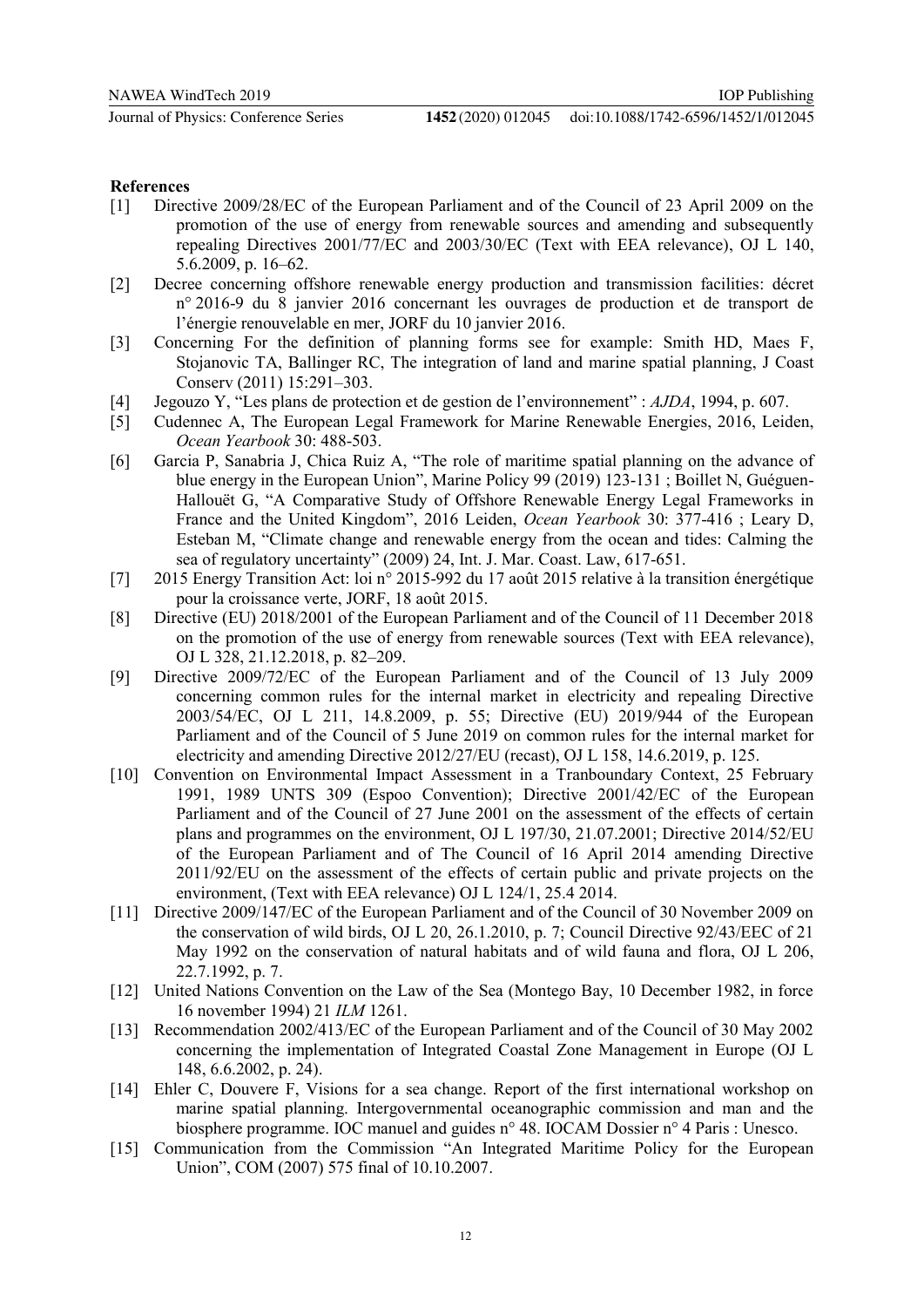**References**

[1] Directive 2009/28/EC of the European Parliament and of the Council of 23 April 2009 on the promotion of the use of energy from renewable sources and amending and subsequently repealing Directives 2001/77/EC and 2003/30/EC (Text with EEA relevance), OJ L 140, 5.6.2009, p. 16–62.

[2] Decree concerning offshore renewable energy production and transmission facilities: décret n° 2016-9 du 8 janvier 2016 concernant les ouvrages de production et de transport de l'énergie renouvelable en mer, JORF du 10 janvier 2016.

[3] Concerning For the definition of planning forms see for example: Smith HD, Maes F, Stojanovic TA, Ballinger RC, The integration of land and marine spatial planning, J Coast Conserv (2011) 15:291–303.

[4] Jegouzo Y, "Les plans de protection et de gestion de l'environnement" : *AJDA*, 1994, p. 607.

[5] Cudennec A, The European Legal Framework for Marine Renewable Energies, 2016, Leiden, *Ocean Yearbook* 30: 488-503.

[6] Garcia P, Sanabria J, Chica Ruiz A, "The role of maritime spatial planning on the advance of blue energy in the European Union", Marine Policy 99 (2019) 123-131 ; Boillet N, Guéguen-Hallouët G, "A Comparative Study of Offshore Renewable Energy Legal Frameworks in France and the United Kingdom", 2016 Leiden, *Ocean Yearbook* 30: 377-416 ; Leary D, Esteban M, "Climate change and renewable energy from the ocean and tides: Calming the sea of regulatory uncertainty" (2009) 24, Int. J. Mar. Coast. Law, 617-651.

[7] 2015 Energy Transition Act: loi n° 2015-992 du 17 août 2015 relative à la transition énergétique pour la croissance verte, JORF, 18 août 2015.

[8] Directive (EU) 2018/2001 of the European Parliament and of the Council of 11 December 2018 on the promotion of the use of energy from renewable sources (Text with EEA relevance), OJ L 328, 21.12.2018, p. 82–209.

[9] Directive 2009/72/EC of the European Parliament and of the Council of 13 July 2009 concerning common rules for the internal market in electricity and repealing Directive 2003/54/EC, OJ L 211, 14.8.2009, p. 55; Directive (EU) 2019/944 of the European Parliament and of the Council of 5 June 2019 on common rules for the internal market for electricity and amending Directive 2012/27/EU (recast), OJ L 158, 14.6.2019, p. 125.

[10] Convention on Environmental Impact Assessment in a Tranboundary Context, 25 February 1991, 1989 UNTS 309 (Espoo Convention); Directive 2001/42/EC of the European Parliament and of the Council of 27 June 2001 on the assessment of the effects of certain plans and programmes on the environment, OJ L 197/30, 21.07.2001; Directive 2014/52/EU of the European Parliament and of The Council of 16 April 2014 amending Directive 2011/92/EU on the assessment of the effects of certain public and private projects on the environment, (Text with EEA relevance) OJ L 124/1, 25.4 2014.

[11] Directive 2009/147/EC of the European Parliament and of the Council of 30 November 2009 on the conservation of wild birds, OJ L 20, 26.1.2010, p. 7; Council Directive 92/43/EEC of 21 May 1992 on the conservation of natural habitats and of wild fauna and flora, OJ L 206, 22.7.1992, p. 7.

[12] United Nations Convention on the Law of the Sea (Montego Bay, 10 December 1982, in force 16 november 1994) 21 *ILM* 1261.

[13] Recommendation 2002/413/EC of the European Parliament and of the Council of 30 May 2002 concerning the implementation of Integrated Coastal Zone Management in Europe (OJ L 148, 6.6.2002, p. 24).

[14] Ehler C, Douvere F, Visions for a sea change. Report of the first international workshop on marine spatial planning. Intergovernmental oceanographic commission and man and the biosphere programme. IOC manuel and guides n° 48. IOCAM Dossier n° 4 Paris : Unesco.

[15] Communication from the Commission "An Integrated Maritime Policy for the European Union", COM (2007) 575 final of 10.10.2007.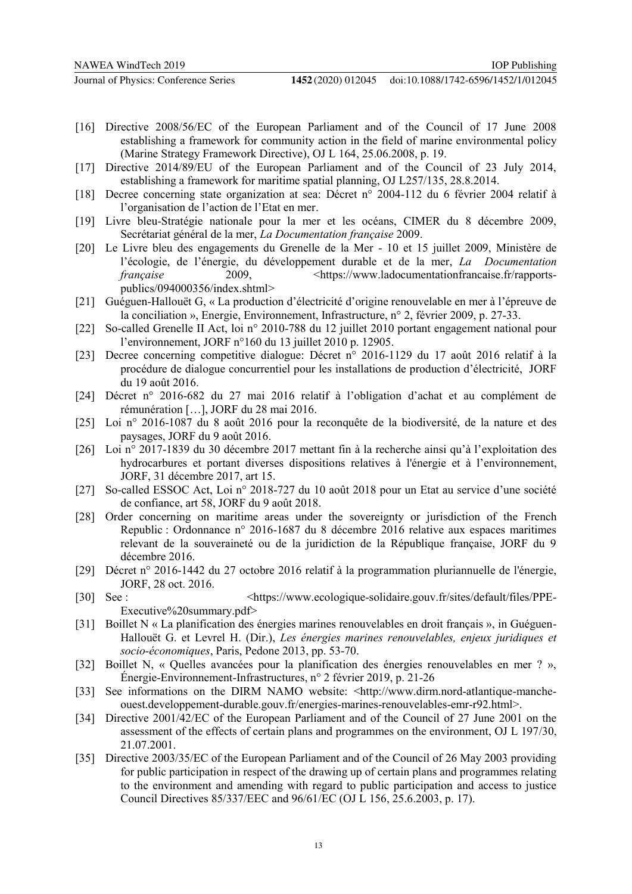[16] Directive 2008/56/EC of the European Parliament and of the Council of 17 June 2008 establishing a framework for community action in the field of marine environmental policy (Marine Strategy Framework Directive), OJ L 164, 25.06.2008, p. 19.

[17] Directive 2014/89/EU of the European Parliament and of the Council of 23 July 2014, establishing a framework for maritime spatial planning, OJ L257/135, 28.8.2014.

[18] Decree concerning state organization at sea: Décret n° 2004-112 du 6 février 2004 relatif à l'organisation de l'action de l'Etat en mer.

[19] Livre bleu-Stratégie nationale pour la mer et les océans, CIMER du 8 décembre 2009, Secrétariat général de la mer, *La Documentation française* 2009.

[20] Le Livre bleu des engagements du Grenelle de la Mer - 10 et 15 juillet 2009, Ministère de l'écologie, de l'énergie, du développement durable et de la mer, *La Documentation française* 2009, <https://www.ladocumentationfrancaise.fr/rapports-publics/094000356/index.shtml>

[21] Guéguen-Hallouët G, « La production d'électricité d'origine renouvelable en mer à l'épreuve de la conciliation », Energie, Environnement, Infrastructure, n° 2, février 2009, p. 27-33.

[22] So-called Grenelle II Act, loi n° 2010-788 du 12 juillet 2010 portant engagement national pour l'environnement, JORF n°160 du 13 juillet 2010 p. 12905.

[23] Decree concerning competitive dialogue: Décret n° 2016-1129 du 17 août 2016 relatif à la procédure de dialogue concurrentiel pour les installations de production d'électricité, JORF du 19 août 2016.

[24] Décret n° 2016-682 du 27 mai 2016 relatif à l'obligation d'achat et au complément de rémunération […], JORF du 28 mai 2016.

[25] Loi n° 2016-1087 du 8 août 2016 pour la reconquête de la biodiversité, de la nature et des paysages, JORF du 9 août 2016.

[26] Loi n° 2017-1839 du 30 décembre 2017 mettant fin à la recherche ainsi qu'à l'exploitation des hydrocarbures et portant diverses dispositions relatives à l'énergie et à l'environnement, JORF, 31 décembre 2017, art 15.

[27] So-called ESSOC Act, Loi n° 2018-727 du 10 août 2018 pour un Etat au service d'une société de confiance, art 58, JORF du 9 août 2018.

[28] Order concerning on maritime areas under the sovereignty or jurisdiction of the French Republic : Ordonnance n° 2016-1687 du 8 décembre 2016 relative aux espaces maritimes relevant de la souveraineté ou de la juridiction de la République française, JORF du 9 décembre 2016.

[29] Décret n° 2016-1442 du 27 octobre 2016 relatif à la programmation pluriannuelle de l'énergie, JORF, 28 oct. 2016.

[30] See : <https://www.ecologique-solidaire.gouv.fr/sites/default/files/PPE-Executive%20summary.pdf>

[31] Boillet N « La planification des énergies marines renouvelables en droit français », in Guéguen-Hallouët G. et Levrel H. (Dir.), *Les énergies marines renouvelables, enjeux juridiques et socio-économiques*, Paris, Pedone 2013, pp. 53-70.

[32] Boillet N, « Quelles avancées pour la planification des énergies renouvelables en mer ? », Énergie-Environnement-Infrastructures, n° 2 février 2019, p. 21-26

[33] See informations on the DIRM NAMO website: <http://www.dirm.nord-atlantique-manche-ouest.developpement-durable.gouv.fr/energies-marines-renouvelables-emr-r92.html>.

[34] Directive 2001/42/EC of the European Parliament and of the Council of 27 June 2001 on the assessment of the effects of certain plans and programmes on the environment, OJ L 197/30, 21.07.2001.

[35] Directive 2003/35/EC of the European Parliament and of the Council of 26 May 2003 providing for public participation in respect of the drawing up of certain plans and programmes relating to the environment and amending with regard to public participation and access to justice Council Directives 85/337/EEC and 96/61/EC (OJ L 156, 25.6.2003, p. 17).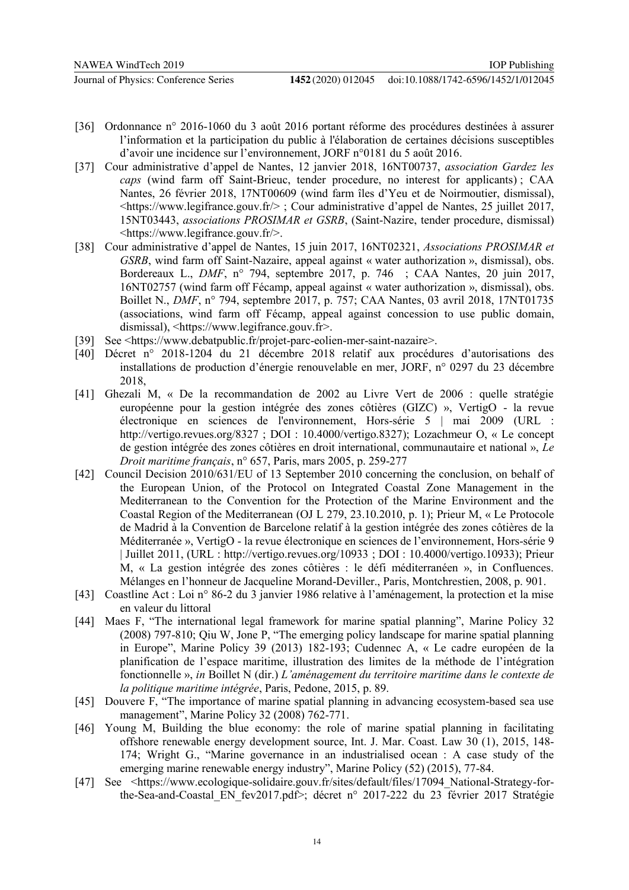[36] Ordonnance n° 2016-1060 du 3 août 2016 portant réforme des procédures destinées à assurer l'information et la participation du public à l'élaboration de certaines décisions susceptibles d'avoir une incidence sur l'environnement, JORF n°0181 du 5 août 2016.

[37] Cour administrative d'appel de Nantes, 12 janvier 2018, 16NT00737, *association Gardez les caps* (wind farm off Saint-Brieuc, tender procedure, no interest for applicants) ; CAA Nantes, 26 février 2018, 17NT00609 (wind farm îles d'Yeu et de Noirmoutier, dismissal), <https://www.legifrance.gouv.fr/> ; Cour administrative d'appel de Nantes, 25 juillet 2017, 15NT03443, *associations PROSIMAR et GSRB*, (Saint-Nazire, tender procedure, dismissal) <https://www.legifrance.gouv.fr/>.

[38] Cour administrative d'appel de Nantes, 15 juin 2017, 16NT02321, *Associations PROSIMAR et GSRB*, wind farm off Saint-Nazaire, appeal against « water authorization », dismissal), obs. Bordereaux L., *DMF*, n° 794, septembre 2017, p. 746 ; CAA Nantes, 20 juin 2017, 16NT02757 (wind farm off Fécamp, appeal against « water authorization », dismissal), obs. Boillet N., *DMF*, n° 794, septembre 2017, p. 757; CAA Nantes, 03 avril 2018, 17NT01735 (associations, wind farm off Fécamp, appeal against concession to use public domain, dismissal), <https://www.legifrance.gouv.fr>.

[39] See <https://www.debatpublic.fr/projet-parc-eolien-mer-saint-nazaire>.

[40] Décret n° 2018-1204 du 21 décembre 2018 relatif aux procédures d'autorisations des installations de production d'énergie renouvelable en mer, JORF, n° 0297 du 23 décembre 2018,

[41] Ghezali M, « De la recommandation de 2002 au Livre Vert de 2006 : quelle stratégie européenne pour la gestion intégrée des zones côtières (GIZC) », VertigO - la revue électronique en sciences de l'environnement, Hors-série 5 | mai 2009 (URL : http://vertigo.revues.org/8327 ; DOI : 10.4000/vertigo.8327); Lozachmeur O, « Le concept de gestion intégrée des zones côtières en droit international, communautaire et national », *Le Droit maritime français*, n° 657, Paris, mars 2005, p. 259-277

[42] Council Decision 2010/631/EU of 13 September 2010 concerning the conclusion, on behalf of the European Union, of the Protocol on Integrated Coastal Zone Management in the Mediterranean to the Convention for the Protection of the Marine Environment and the Coastal Region of the Mediterranean (OJ L 279, 23.10.2010, p. 1); Prieur M, « Le Protocole de Madrid à la Convention de Barcelone relatif à la gestion intégrée des zones côtières de la Méditerranée », VertigO - la revue électronique en sciences de l'environnement, Hors-série 9 | Juillet 2011, (URL : http://vertigo.revues.org/10933 ; DOI : 10.4000/vertigo.10933); Prieur M, « La gestion intégrée des zones côtières : le défi méditerranéen », in Confluences. Mélanges en l'honneur de Jacqueline Morand-Deviller., Paris, Montchrestien, 2008, p. 901.

[43] Coastline Act : Loi n° 86-2 du 3 janvier 1986 relative à l'aménagement, la protection et la mise en valeur du littoral

[44] Maes F, "The international legal framework for marine spatial planning", Marine Policy 32 (2008) 797-810; Qiu W, Jone P, "The emerging policy landscape for marine spatial planning in Europe", Marine Policy 39 (2013) 182-193; Cudennec A, « Le cadre européen de la planification de l'espace maritime, illustration des limites de la méthode de l'intégration fonctionnelle », *in* Boillet N (dir.) *L'aménagement du territoire maritime dans le contexte de la politique maritime intégrée*, Paris, Pedone, 2015, p. 89.

[45] Douvere F, "The importance of marine spatial planning in advancing ecosystem-based sea use management", Marine Policy 32 (2008) 762-771.

[46] Young M, Building the blue economy: the role of marine spatial planning in facilitating offshore renewable energy development source, Int. J. Mar. Coast. Law 30 (1), 2015, 148-174; Wright G., "Marine governance in an industrialised ocean : A case study of the emerging marine renewable energy industry", Marine Policy (52) (2015), 77-84.

[47] See <https://www.ecologique-solidaire.gouv.fr/sites/default/files/17094_National-Strategy-for-the-Sea-and-Coastal_EN_fev2017.pdf>; décret n° 2017-222 du 23 février 2017 Stratégie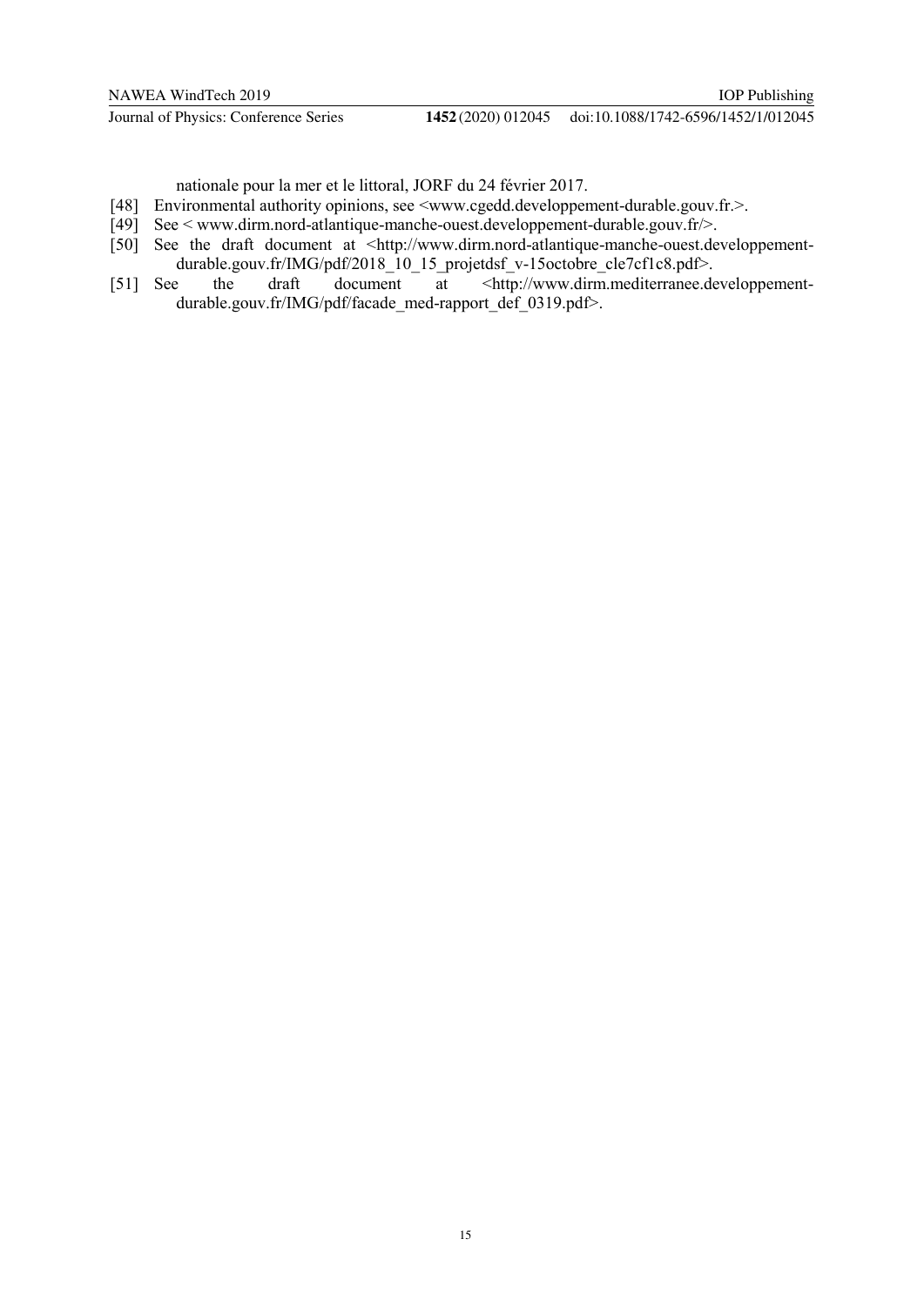nationale pour la mer et le littoral, JORF du 24 février 2017.

[48] Environmental authority opinions, see <www.cgedd.developpement-durable.gouv.fr.>.

[49] See < www.dirm.nord-atlantique-manche-ouest.developpement-durable.gouv.fr/>.

[50] See the draft document at <http://www.dirm.nord-atlantique-manche-ouest.developpement-durable.gouv.fr/IMG/pdf/2018_10_15_projetdsf_v-15octobre_cle7cf1c8.pdf>.

[51] See the draft document at <http://www.dirm.mediterranee.developpement-durable.gouv.fr/IMG/pdf/facade_med-rapport_def_0319.pdf>.